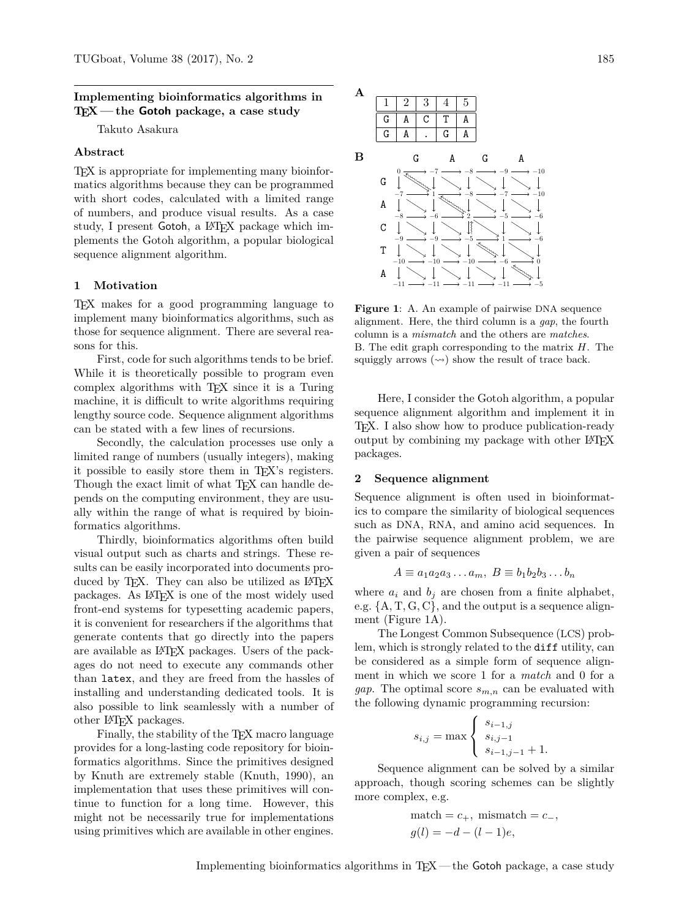## Implementing bioinformatics algorithms in TeX — the Gotoh package, a case study

Takuto Asakura

### Abstract

TeX is appropriate for implementing many bioinformatics algorithms because they can be programmed with short codes, calculated with a limited range of numbers, and produce visual results. As a case study, I present Gotoh, a LaTeX package which implements the Gotoh algorithm, a popular biological sequence alignment algorithm.

### 1 Motivation

TeX makes for a good programming language to implement many bioinformatics algorithms, such as those for sequence alignment. There are several reasons for this.

First, code for such algorithms tends to be brief. While it is theoretically possible to program even complex algorithms with TeX since it is a Turing machine, it is difficult to write algorithms requiring lengthy source code. Sequence alignment algorithms can be stated with a few lines of recursions.

Secondly, the calculation processes use only a limited range of numbers (usually integers), making it possible to easily store them in TeX's registers. Though the exact limit of what TeX can handle depends on the computing environment, they are usually within the range of what is required by bioinformatics algorithms.

Thirdly, bioinformatics algorithms often build visual output such as charts and strings. These results can be easily incorporated into documents produced by TeX. They can also be utilized as LaTeX packages. As LaTeX is one of the most widely used front-end systems for typesetting academic papers, it is convenient for researchers if the algorithms that generate contents that go directly into the papers are available as LaTeX packages. Users of the packages do not need to execute any commands other than `latex`, and they are freed from the hassles of installing and understanding dedicated tools. It is also possible to link seamlessly with a number of other LaTeX packages.

Finally, the stability of the TeX macro language provides for a long-lasting code repository for bioinformatics algorithms. Since the primitives designed by Knuth are extremely stable (Knuth, 1990), an implementation that uses these primitives will continue to function for a long time. However, this might not be necessarily true for implementations using primitives which are available in other engines.

**A**

| 1 | 2 | 3 | 4 | 5 |
|---|---|---|---|---|
| G | A | C | T | A |
| G | A | . | G | A |

**B**

|   |   | G | A | G | A |
|---|---|---|---|---|---|
|   | 0 | −7 | −8 | −9 | −10 |
| G | −7 | 1 | −8 | −7 | −10 |
| A | −8 | −6 | 2 | −5 | −6 |
| C | −9 | −9 | −5 | 1 | −6 |
| T | −10 | −10 | −10 | −6 | 0 |
| A | −11 | −11 | −11 | −11 | −5 |

**Figure 1**: A. An example of pairwise DNA sequence alignment. Here, the third column is a *gap*, the fourth column is a *mismatch* and the others are *matches*. B. The edit graph corresponding to the matrix $H$. The squiggly arrows ($\rightsquigarrow$) show the result of trace back.

Here, I consider the Gotoh algorithm, a popular sequence alignment algorithm and implement it in TeX. I also show how to produce publication-ready output by combining my package with other LaTeX packages.

### 2 Sequence alignment

Sequence alignment is often used in bioinformatics to compare the similarity of biological sequences such as DNA, RNA, and amino acid sequences. In the pairwise sequence alignment problem, we are given a pair of sequences

$$A \equiv a_1 a_2 a_3 \dots a_m,\ B \equiv b_1 b_2 b_3 \dots b_n$$

where $a_i$ and $b_j$ are chosen from a finite alphabet, e.g. $\{\mathrm{A}, \mathrm{T}, \mathrm{G}, \mathrm{C}\}$, and the output is a sequence alignment (Figure 1A).

The Longest Common Subsequence (LCS) problem, which is strongly related to the `diff` utility, can be considered as a simple form of sequence alignment in which we score 1 for a *match* and 0 for a *gap*. The optimal score $s_{m,n}$ can be evaluated with the following dynamic programming recursion:

$$s_{i,j} = \max \begin{cases} s_{i-1,j} \\ s_{i,j-1} \\ s_{i-1,j-1} + 1. \end{cases}$$

Sequence alignment can be solved by a similar approach, though scoring schemes can be slightly more complex, e.g.

$$\text{match} = c_+,\ \text{mismatch} = c_-,$$
$$g(l) = -d - (l-1)e,$$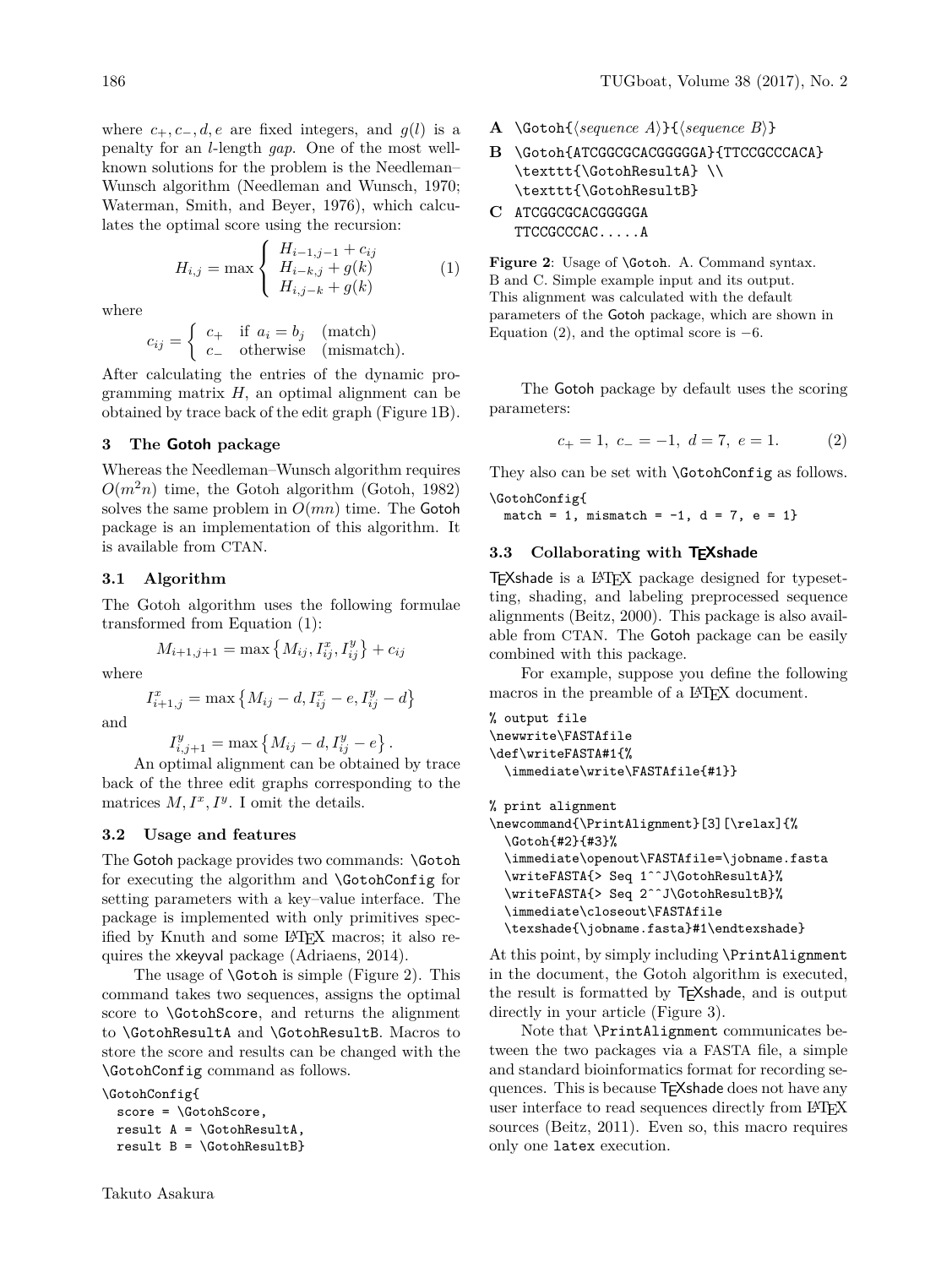where $c_+, c_-, d, e$ are fixed integers, and $g(l)$ is a penalty for an $l$-length *gap*. One of the most well-known solutions for the problem is the Needleman–Wunsch algorithm (Needleman and Wunsch, 1970; Waterman, Smith, and Beyer, 1976), which calculates the optimal score using the recursion:

$$H_{i,j} = \max \left\{ \begin{array}{l} H_{i-1,j-1} + c_{ij} \\ H_{i-k,j} + g(k) \\ H_{i,j-k} + g(k) \end{array} \right. \tag{1}$$

where

$$c_{ij} = \left\{ \begin{array}{ll} c_+ & \text{if } a_i = b_j \quad \text{(match)} \\ c_- & \text{otherwise} \quad \text{(mismatch).} \end{array} \right.$$

After calculating the entries of the dynamic programming matrix $H$, an optimal alignment can be obtained by trace back of the edit graph (Figure 1B).

## 3 The Gotoh package

Whereas the Needleman–Wunsch algorithm requires $O(m^2n)$ time, the Gotoh algorithm (Gotoh, 1982) solves the same problem in $O(mn)$ time. The Gotoh package is an implementation of this algorithm. It is available from CTAN.

### 3.1 Algorithm

The Gotoh algorithm uses the following formulae transformed from Equation (1):

$$M_{i+1,j+1} = \max \left\{ M_{ij}, I^x_{ij}, I^y_{ij} \right\} + c_{ij}$$

where

$$I^x_{i+1,j} = \max \left\{ M_{ij} - d, I^x_{ij} - e, I^y_{ij} - d \right\}$$

and

$$I^y_{i,j+1} = \max \left\{ M_{ij} - d, I^y_{ij} - e \right\}.$$

An optimal alignment can be obtained by trace back of the three edit graphs corresponding to the matrices $M, I^x, I^y$. I omit the details.

### 3.2 Usage and features

The Gotoh package provides two commands: `\Gotoh` for executing the algorithm and `\GotohConfig` for setting parameters with a key–value interface. The package is implemented with only primitives specified by Knuth and some LaTeX macros; it also requires the xkeyval package (Adriaens, 2014).

The usage of `\Gotoh` is simple (Figure 2). This command takes two sequences, assigns the optimal score to `\GotohScore`, and returns the alignment to `\GotohResultA` and `\GotohResultB`. Macros to store the score and results can be changed with the `\GotohConfig` command as follows.

```
\GotohConfig{
  score = \GotohScore,
  result A = \GotohResultA,
  result B = \GotohResultB}
```

**A** `\Gotoh{⟨sequence A⟩}{⟨sequence B⟩}`

**B**
```
\Gotoh{ATCGGCGCACGGGGGA}{TTCCGCCCACA}
\texttt{\GotohResultA} \\
\texttt{\GotohResultB}
```

**C**
```
ATCGGCGCACGGGGGA
TTCCGCCCAC.....A
```

**Figure 2**: Usage of `\Gotoh`. A. Command syntax. B and C. Simple example input and its output. This alignment was calculated with the default parameters of the Gotoh package, which are shown in Equation (2), and the optimal score is −6.

The Gotoh package by default uses the scoring parameters:

$$c_+ = 1,\ c_- = -1,\ d = 7,\ e = 1. \tag{2}$$

They also can be set with `\GotohConfig` as follows.

```
\GotohConfig{
  match = 1, mismatch = -1, d = 7, e = 1}
```

### 3.3 Collaborating with TeXshade

TeXshade is a LaTeX package designed for typesetting, shading, and labeling preprocessed sequence alignments (Beitz, 2000). This package is also available from CTAN. The Gotoh package can be easily combined with this package.

For example, suppose you define the following macros in the preamble of a LaTeX document.

```
% output file
\newwrite\FASTAfile
\def\writeFASTA#1{%
  \immediate\write\FASTAfile{#1}}

% print alignment
\newcommand{\PrintAlignment}[3][\relax]{%
  \Gotoh{#2}{#3}%
  \immediate\openout\FASTAfile=\jobname.fasta
  \writeFASTA{> Seq 1^^J\GotohResultA}%
  \writeFASTA{> Seq 2^^J\GotohResultB}%
  \immediate\closeout\FASTAfile
  \texshade{\jobname.fasta}#1\endtexshade}
```

At this point, by simply including `\PrintAlignment` in the document, the Gotoh algorithm is executed, the result is formatted by TeXshade, and is output directly in your article (Figure 3).

Note that `\PrintAlignment` communicates between the two packages via a FASTA file, a simple and standard bioinformatics format for recording sequences. This is because TeXshade does not have any user interface to read sequences directly from LaTeX sources (Beitz, 2011). Even so, this macro requires only one `latex` execution.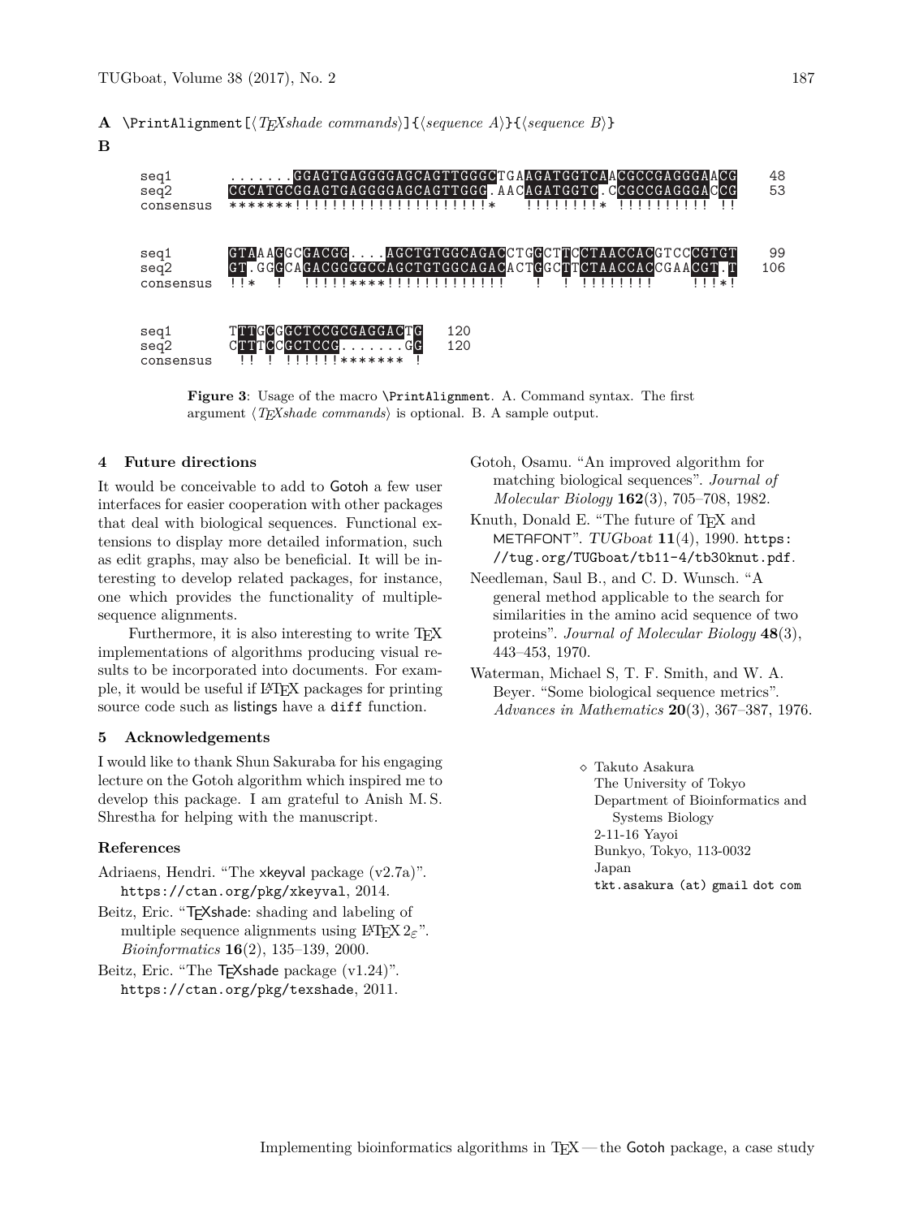**A** `\PrintAlignment[⟨TEXshade commands⟩]{⟨sequence A⟩}{⟨sequence B⟩}`

**B**

```
seq1       .......GGAGTGAGGGGAGCAGTTGGGCTGAAGATGGTCAACGCCGAGGGAACG      48
seq2       CGCATGCGGAGTGAGGGGAGCAGTTGGG.AACAGATGGTC.CCGCCGAGGGACCG      53
consensus  *******!!!!!!!!!!!!!!!!!!!!!*    !!!!!!!!* !!!!!!!!!! !!

seq1       GTAAAGGCGACGG....AGCTGTGGCAGACCTGGCTTCCTAACCACGTCCCGTGT      99
seq2       GT.GGGCAGACGGGGCCAGCTGTGGCAGACACTGGCTTCTAACCACCGAACGT.T     106
consensus  !!*  !  !!!!!****!!!!!!!!!!!!!    !  ! !!!!!!!!     !!!*!

seq1       TTTGCGGCTCCGCGAGGACTG    120
seq2       CTTTCCGCTCCG.......GG    120
consensus   !! ! !!!!!!******* !
```

**Figure 3**: Usage of the macro `\PrintAlignment`. A. Command syntax. The first argument ⟨*TEXshade commands*⟩ is optional. B. A sample output.

## 4 Future directions

It would be conceivable to add to Gotoh a few user interfaces for easier cooperation with other packages that deal with biological sequences. Functional extensions to display more detailed information, such as edit graphs, may also be beneficial. It will be interesting to develop related packages, for instance, one which provides the functionality of multiple-sequence alignments.

Furthermore, it is also interesting to write TEX implementations of algorithms producing visual results to be incorporated into documents. For example, it would be useful if LATEX packages for printing source code such as listings have a `diff` function.

## 5 Acknowledgements

I would like to thank Shun Sakuraba for his engaging lecture on the Gotoh algorithm which inspired me to develop this package. I am grateful to Anish M. S. Shrestha for helping with the manuscript.

### References

Adriaens, Hendri. "The xkeyval package (v2.7a)". `https://ctan.org/pkg/xkeyval`, 2014.

Beitz, Eric. "TEXshade: shading and labeling of multiple sequence alignments using LATEX $2_\varepsilon$". *Bioinformatics* **16**(2), 135–139, 2000.

Beitz, Eric. "The TEXshade package (v1.24)". `https://ctan.org/pkg/texshade`, 2011.

Gotoh, Osamu. "An improved algorithm for matching biological sequences". *Journal of Molecular Biology* **162**(3), 705–708, 1982.

Knuth, Donald E. "The future of TEX and METAFONT". *TUGboat* **11**(4), 1990. `https://tug.org/TUGboat/tb11-4/tb30knut.pdf`.

Needleman, Saul B., and C. D. Wunsch. "A general method applicable to the search for similarities in the amino acid sequence of two proteins". *Journal of Molecular Biology* **48**(3), 443–453, 1970.

Waterman, Michael S, T. F. Smith, and W. A. Beyer. "Some biological sequence metrics". *Advances in Mathematics* **20**(3), 367–387, 1976.

◇ Takuto Asakura
The University of Tokyo
Department of Bioinformatics and Systems Biology
2-11-16 Yayoi
Bunkyo, Tokyo, 113-0032
Japan
`tkt.asakura (at) gmail dot com`